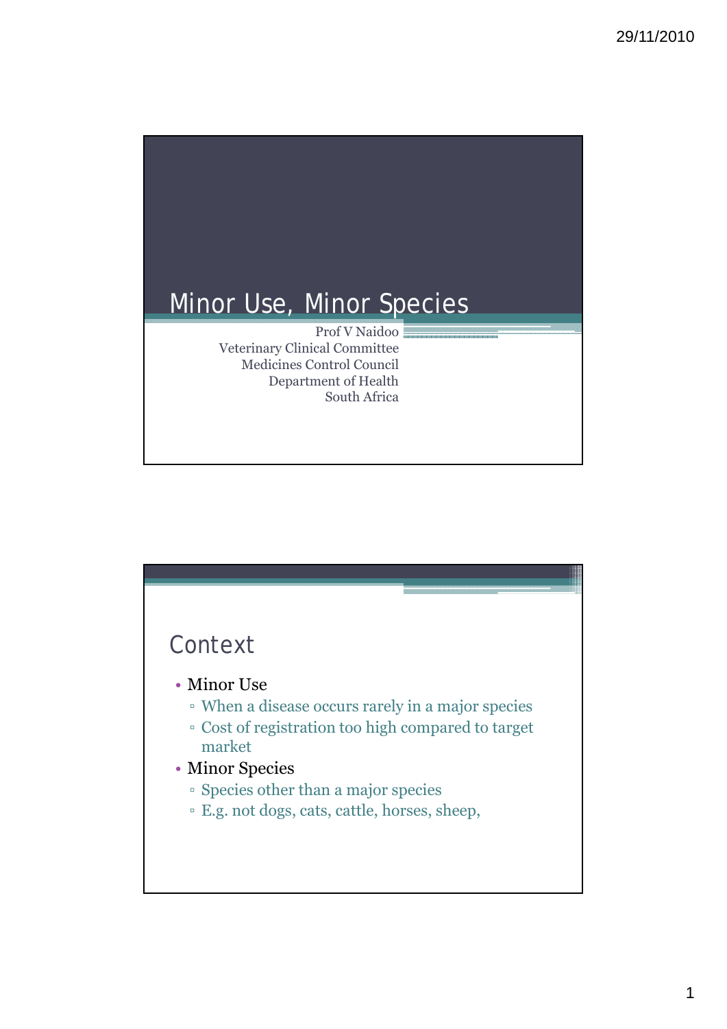# Minor Use, Minor Species

Prof V Naidoo
Veterinary Clinical Committee
Medicines Control Council
Department of Health
South Africa

## Context

- Minor Use
  - When a disease occurs rarely in a major species
  - Cost of registration too high compared to target market
- Minor Species
  - Species other than a major species
  - E.g. not dogs, cats, cattle, horses, sheep,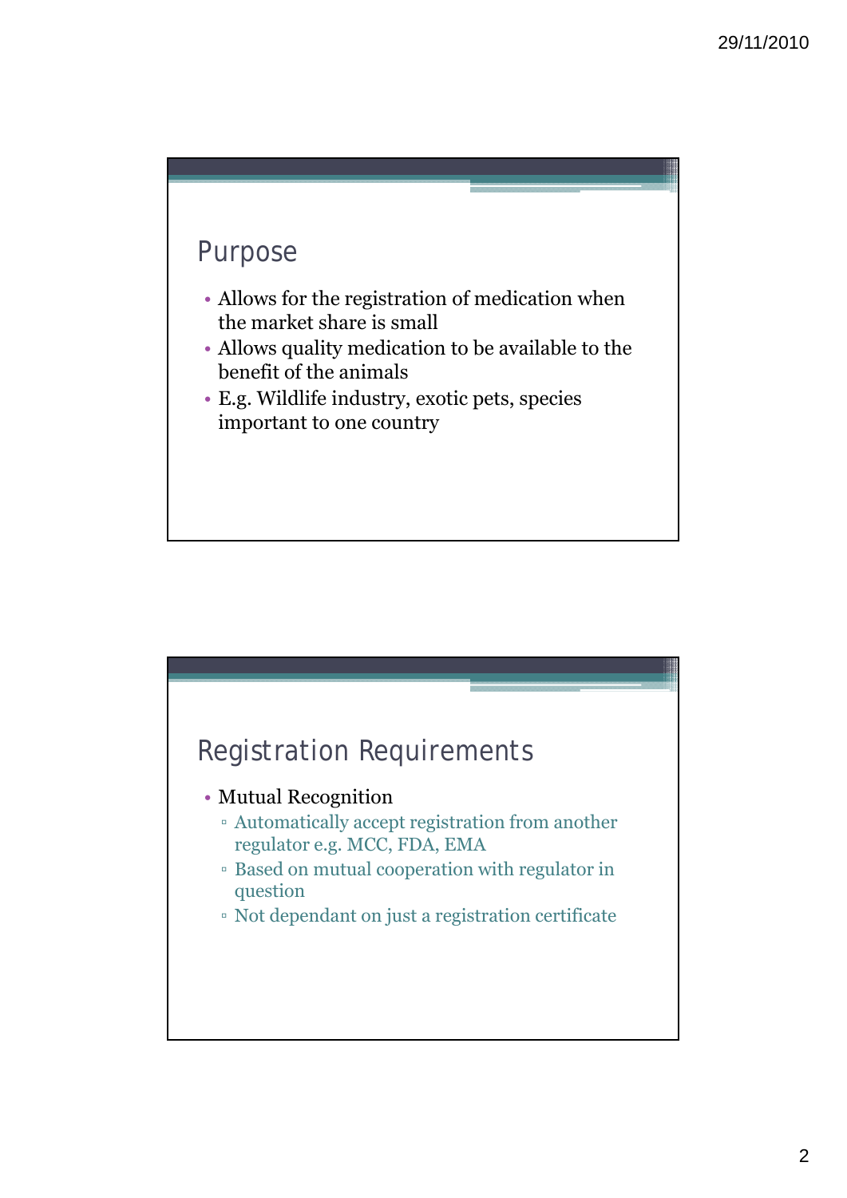## Purpose

- Allows for the registration of medication when the market share is small
- Allows quality medication to be available to the benefit of the animals
- E.g. Wildlife industry, exotic pets, species important to one country

## Registration Requirements

- Mutual Recognition
  - Automatically accept registration from another regulator e.g. MCC, FDA, EMA
  - Based on mutual cooperation with regulator in question
  - Not dependant on just a registration certificate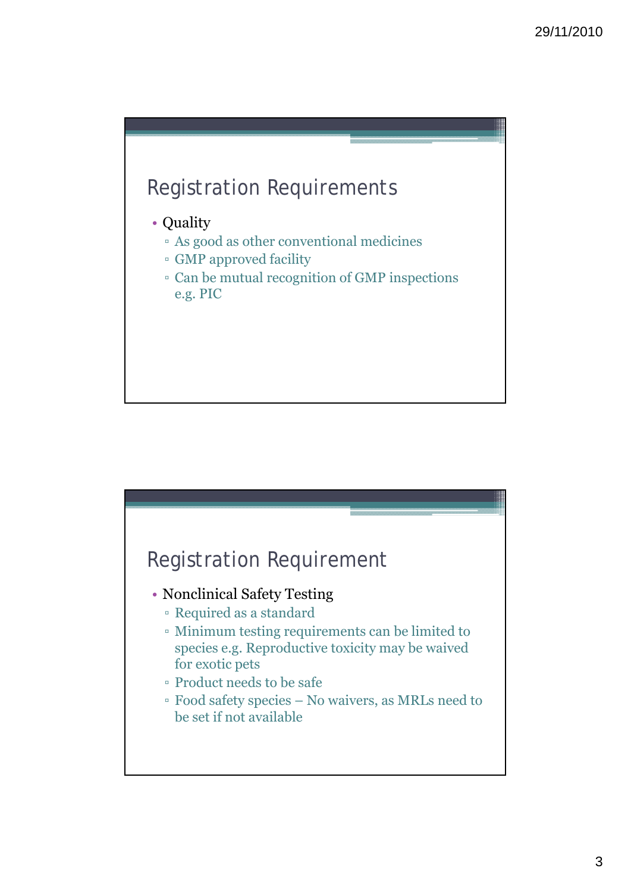## Registration Requirements

- Quality
  - As good as other conventional medicines
  - GMP approved facility
  - Can be mutual recognition of GMP inspections e.g. PIC

## Registration Requirement

- Nonclinical Safety Testing
  - Required as a standard
  - Minimum testing requirements can be limited to species e.g. Reproductive toxicity may be waived for exotic pets
  - Product needs to be safe
  - Food safety species – No waivers, as MRLs need to be set if not available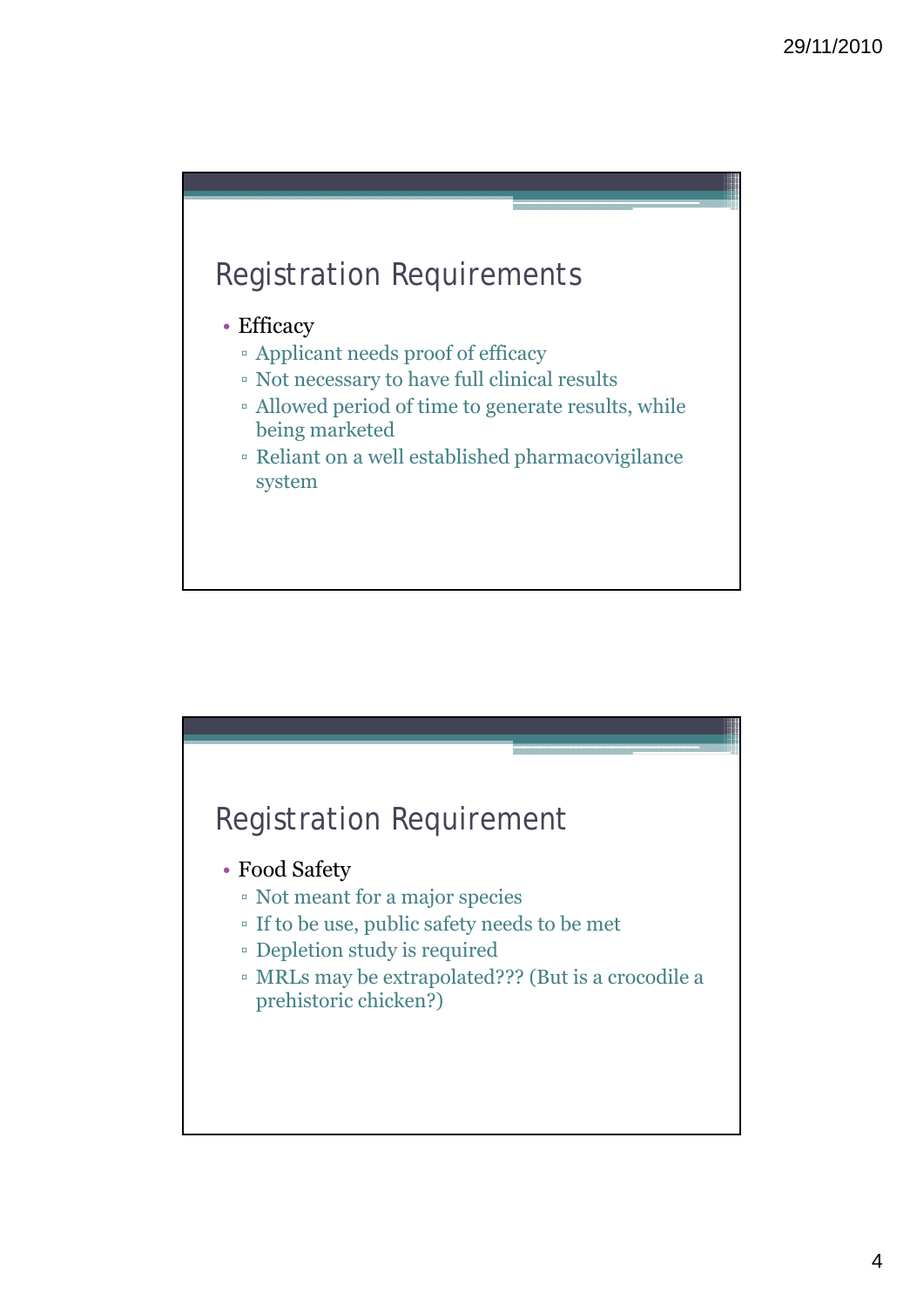## Registration Requirements

- Efficacy
  - Applicant needs proof of efficacy
  - Not necessary to have full clinical results
  - Allowed period of time to generate results, while being marketed
  - Reliant on a well established pharmacovigilance system

## Registration Requirement

- Food Safety
  - Not meant for a major species
  - If to be use, public safety needs to be met
  - Depletion study is required
  - MRLs may be extrapolated??? (But is a crocodile a prehistoric chicken?)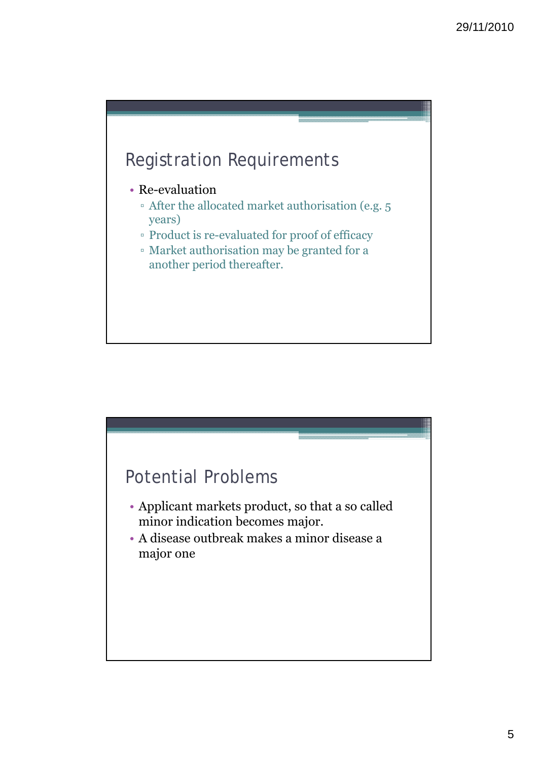## Registration Requirements

- Re-evaluation
  - After the allocated market authorisation (e.g. 5 years)
  - Product is re-evaluated for proof of efficacy
  - Market authorisation may be granted for a another period thereafter.

## Potential Problems

- Applicant markets product, so that a so called minor indication becomes major.
- A disease outbreak makes a minor disease a major one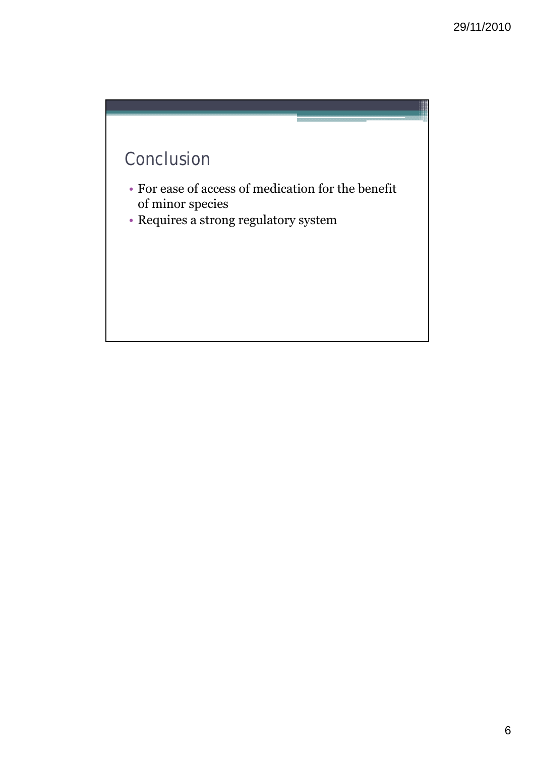## Conclusion

- For ease of access of medication for the benefit of minor species
- Requires a strong regulatory system